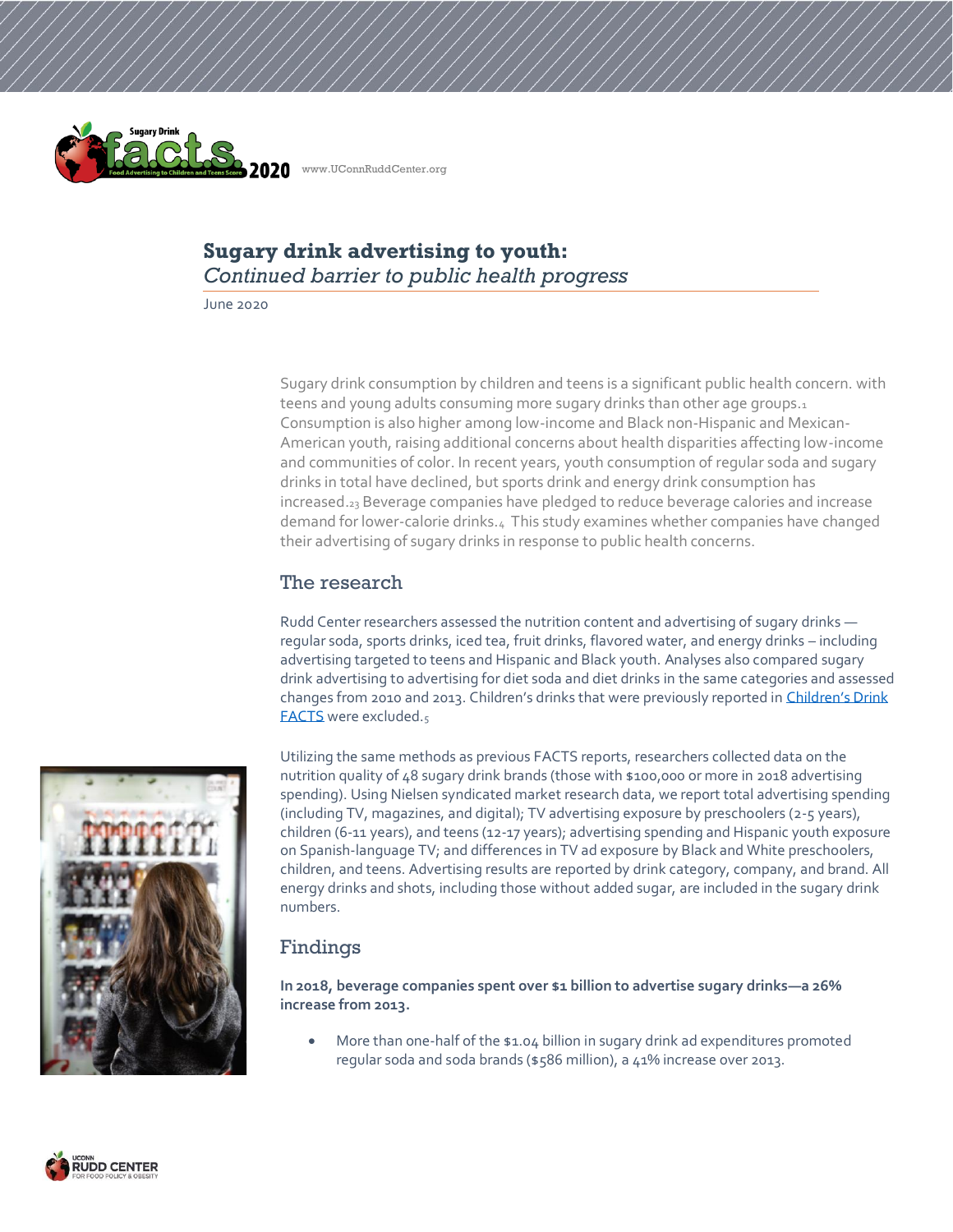# Sugary drink advertising to youth:

*Continued barrier to public health progress*

June 2020

Sugary drink consumption by children and teens is a significant public health concern. with teens and young adults consuming more sugary drinks than other age groups.[1] Consumption is also higher among low-income and Black non-Hispanic and Mexican-American youth, raising additional concerns about health disparities affecting low-income and communities of color. In recent years, youth consumption of regular soda and sugary drinks in total have declined, but sports drink and energy drink consumption has increased.[2,3] Beverage companies have pledged to reduce beverage calories and increase demand for lower-calorie drinks.[4] This study examines whether companies have changed their advertising of sugary drinks in response to public health concerns.

## The research

Rudd Center researchers assessed the nutrition content and advertising of sugary drinks — regular soda, sports drinks, iced tea, fruit drinks, flavored water, and energy drinks – including advertising targeted to teens and Hispanic and Black youth. Analyses also compared sugary drink advertising to advertising for diet soda and diet drinks in the same categories and assessed changes from 2010 and 2013. Children's drinks that were previously reported in [Children's Drink FACTS] were excluded.[5]

Utilizing the same methods as previous FACTS reports, researchers collected data on the nutrition quality of 48 sugary drink brands (those with $100,000 or more in 2018 advertising spending). Using Nielsen syndicated market research data, we report total advertising spending (including TV, magazines, and digital); TV advertising exposure by preschoolers (2-5 years), children (6-11 years), and teens (12-17 years); advertising spending and Hispanic youth exposure on Spanish-language TV; and differences in TV ad exposure by Black and White preschoolers, children, and teens. Advertising results are reported by drink category, company, and brand. All energy drinks and shots, including those without added sugar, are included in the sugary drink numbers.

## Findings

**In 2018, beverage companies spent over $1 billion to advertise sugary drinks—a 26% increase from 2013.**

- More than one-half of the $1.04 billion in sugary drink ad expenditures promoted regular soda and soda brands ($586 million), a 41% increase over 2013.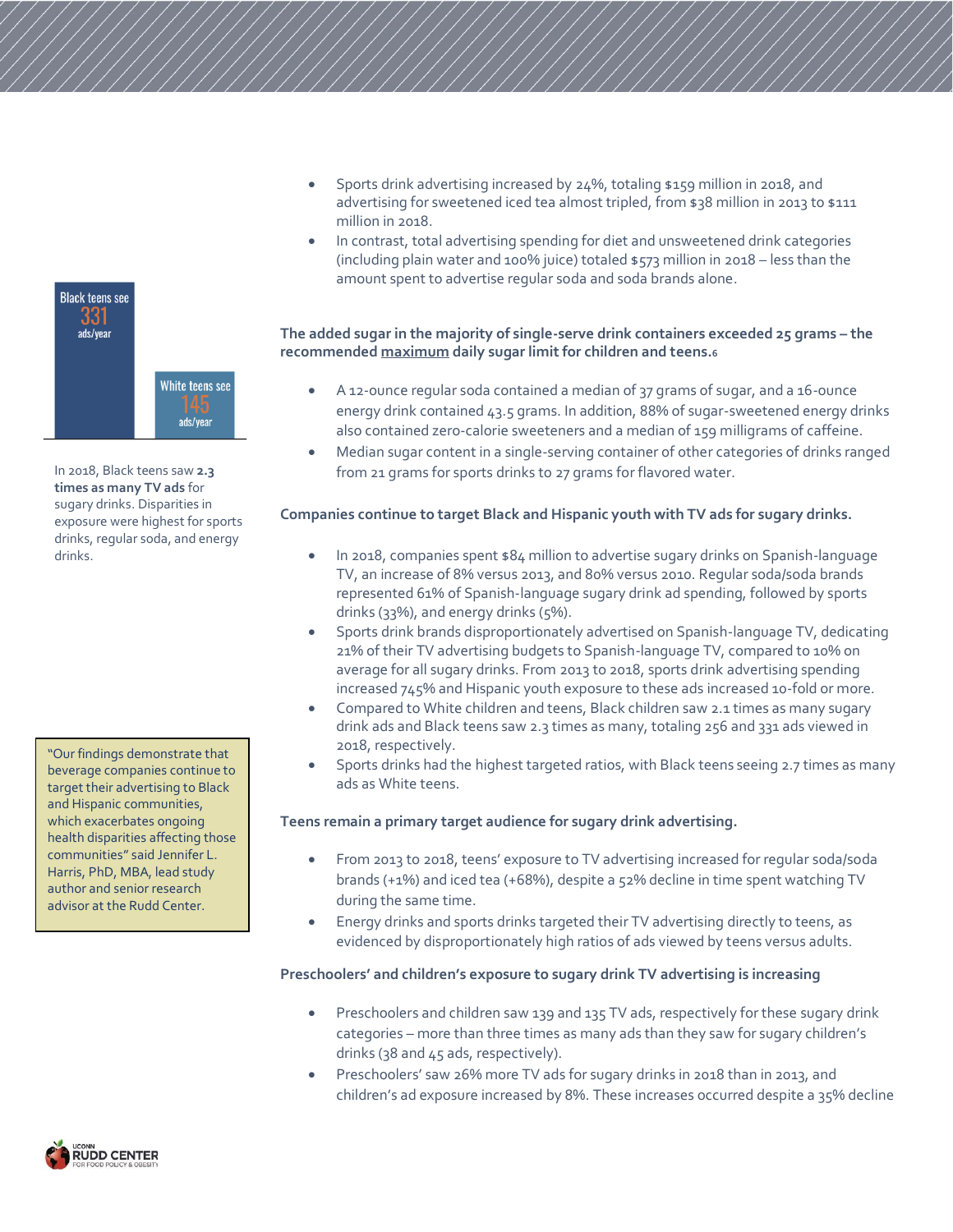- Sports drink advertising increased by 24%, totaling $159 million in 2018, and advertising for sweetened iced tea almost tripled, from $38 million in 2013 to $111 million in 2018.
- In contrast, total advertising spending for diet and unsweetened drink categories (including plain water and 100% juice) totaled $573 million in 2018 – less than the amount spent to advertise regular soda and soda brands alone.

Black teens see 331 ads/year

White teens see 145 ads/year

In 2018, Black teens saw **2.3 times as many TV ads** for sugary drinks. Disparities in exposure were highest for sports drinks, regular soda, and energy drinks.

**The added sugar in the majority of single-serve drink containers exceeded 25 grams – the recommended maximum daily sugar limit for children and teens.**[6]

- A 12-ounce regular soda contained a median of 37 grams of sugar, and a 16-ounce energy drink contained 43.5 grams. In addition, 88% of sugar-sweetened energy drinks also contained zero-calorie sweeteners and a median of 159 milligrams of caffeine.
- Median sugar content in a single-serving container of other categories of drinks ranged from 21 grams for sports drinks to 27 grams for flavored water.

**Companies continue to target Black and Hispanic youth with TV ads for sugary drinks.**

- In 2018, companies spent $84 million to advertise sugary drinks on Spanish-language TV, an increase of 8% versus 2013, and 80% versus 2010. Regular soda/soda brands represented 61% of Spanish-language sugary drink ad spending, followed by sports drinks (33%), and energy drinks (5%).
- Sports drink brands disproportionately advertised on Spanish-language TV, dedicating 21% of their TV advertising budgets to Spanish-language TV, compared to 10% on average for all sugary drinks. From 2013 to 2018, sports drink advertising spending increased 745% and Hispanic youth exposure to these ads increased 10-fold or more.
- Compared to White children and teens, Black children saw 2.1 times as many sugary drink ads and Black teens saw 2.3 times as many, totaling 256 and 331 ads viewed in 2018, respectively.
- Sports drinks had the highest targeted ratios, with Black teens seeing 2.7 times as many ads as White teens.

> "Our findings demonstrate that beverage companies continue to target their advertising to Black and Hispanic communities, which exacerbates ongoing health disparities affecting those communities" said Jennifer L. Harris, PhD, MBA, lead study author and senior research advisor at the Rudd Center.

**Teens remain a primary target audience for sugary drink advertising.**

- From 2013 to 2018, teens' exposure to TV advertising increased for regular soda/soda brands (+1%) and iced tea (+68%), despite a 52% decline in time spent watching TV during the same time.
- Energy drinks and sports drinks targeted their TV advertising directly to teens, as evidenced by disproportionately high ratios of ads viewed by teens versus adults.

**Preschoolers' and children's exposure to sugary drink TV advertising is increasing**

- Preschoolers and children saw 139 and 135 TV ads, respectively for these sugary drink categories – more than three times as many ads than they saw for sugary children's drinks (38 and 45 ads, respectively).
- Preschoolers' saw 26% more TV ads for sugary drinks in 2018 than in 2013, and children's ad exposure increased by 8%. These increases occurred despite a 35% decline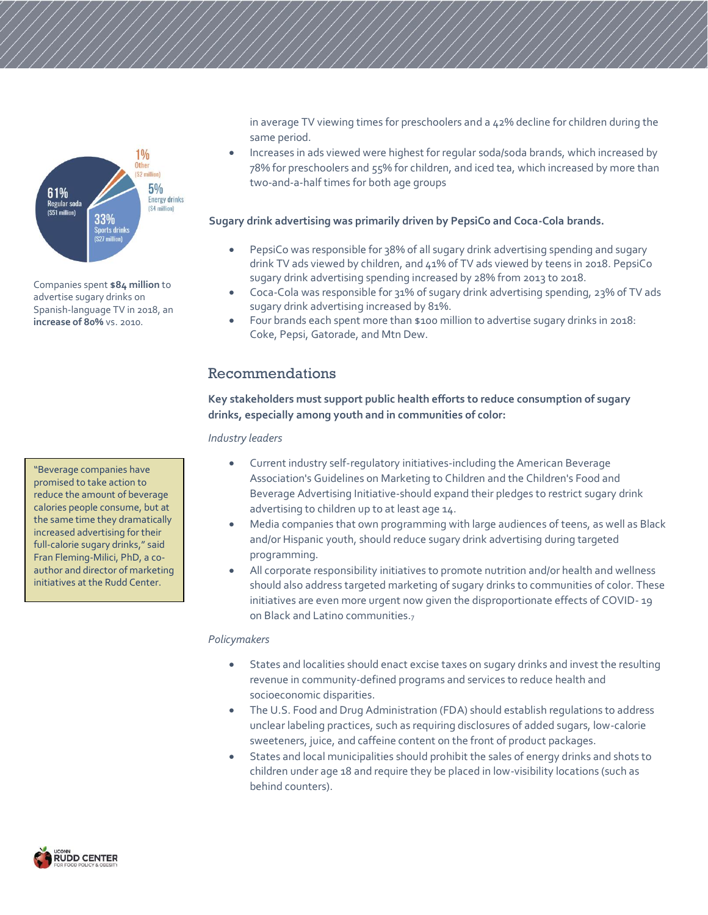61% Regular soda ($51 million)

33% Sports drinks ($27 million)

5% Energy drinks ($4 million)

1% Other ($2 million)

Companies spent **$84 million** to advertise sugary drinks on Spanish-language TV in 2018, an **increase of 80%** vs. 2010.

> "Beverage companies have promised to take action to reduce the amount of beverage calories people consume, but at the same time they dramatically increased advertising for their full-calorie sugary drinks," said Fran Fleming-Milici, PhD, a co-author and director of marketing initiatives at the Rudd Center.

in average TV viewing times for preschoolers and a 42% decline for children during the same period.

- Increases in ads viewed were highest for regular soda/soda brands, which increased by 78% for preschoolers and 55% for children, and iced tea, which increased by more than two-and-a-half times for both age groups

**Sugary drink advertising was primarily driven by PepsiCo and Coca-Cola brands.**

- PepsiCo was responsible for 38% of all sugary drink advertising spending and sugary drink TV ads viewed by children, and 41% of TV ads viewed by teens in 2018. PepsiCo sugary drink advertising spending increased by 28% from 2013 to 2018.
- Coca-Cola was responsible for 31% of sugary drink advertising spending, 23% of TV ads sugary drink advertising increased by 81%.
- Four brands each spent more than $100 million to advertise sugary drinks in 2018: Coke, Pepsi, Gatorade, and Mtn Dew.

## Recommendations

**Key stakeholders must support public health efforts to reduce consumption of sugary drinks, especially among youth and in communities of color:**

*Industry leaders*

- Current industry self-regulatory initiatives-including the American Beverage Association's Guidelines on Marketing to Children and the Children's Food and Beverage Advertising Initiative-should expand their pledges to restrict sugary drink advertising to children up to at least age 14.
- Media companies that own programming with large audiences of teens, as well as Black and/or Hispanic youth, should reduce sugary drink advertising during targeted programming.
- All corporate responsibility initiatives to promote nutrition and/or health and wellness should also address targeted marketing of sugary drinks to communities of color. These initiatives are even more urgent now given the disproportionate effects of COVID- 19 on Black and Latino communities.[7]

*Policymakers*

- States and localities should enact excise taxes on sugary drinks and invest the resulting revenue in community-defined programs and services to reduce health and socioeconomic disparities.
- The U.S. Food and Drug Administration (FDA) should establish regulations to address unclear labeling practices, such as requiring disclosures of added sugars, low-calorie sweeteners, juice, and caffeine content on the front of product packages.
- States and local municipalities should prohibit the sales of energy drinks and shots to children under age 18 and require they be placed in low-visibility locations (such as behind counters).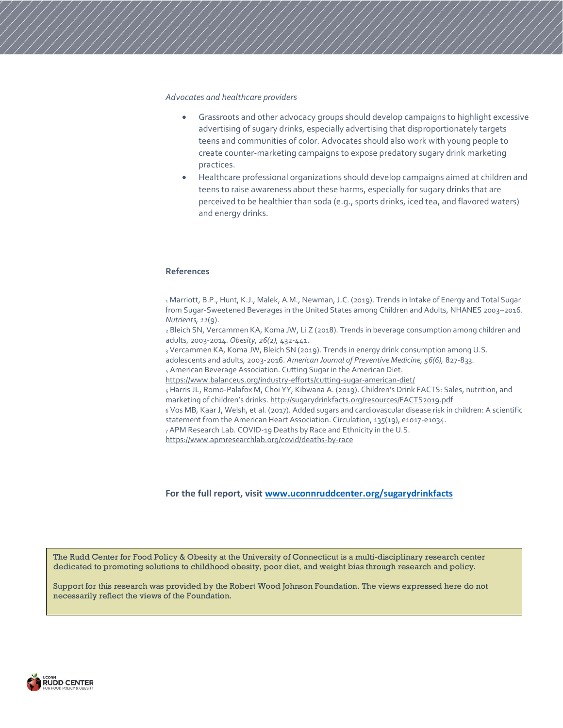*Advocates and healthcare providers*

- Grassroots and other advocacy groups should develop campaigns to highlight excessive advertising of sugary drinks, especially advertising that disproportionately targets teens and communities of color. Advocates should also work with young people to create counter-marketing campaigns to expose predatory sugary drink marketing practices.
- Healthcare professional organizations should develop campaigns aimed at children and teens to raise awareness about these harms, especially for sugary drinks that are perceived to be healthier than soda (e.g., sports drinks, iced tea, and flavored waters) and energy drinks.

### References

[1] Marriott, B.P., Hunt, K.J., Malek, A.M., Newman, J.C. (2019). Trends in Intake of Energy and Total Sugar from Sugar-Sweetened Beverages in the United States among Children and Adults, NHANES 2003–2016. *Nutrients, 11*(9).
[2] Bleich SN, Vercammen KA, Koma JW, Li Z (2018). Trends in beverage consumption among children and adults, 2003-2014. *Obesity, 26(2),* 432-441.
[3] Vercammen KA, Koma JW, Bleich SN (2019). Trends in energy drink consumption among U.S. adolescents and adults, 2003-2016. *American Journal of Preventive Medicine, 56(6),* 827-833.
[4] American Beverage Association. Cutting Sugar in the American Diet. https://www.balanceus.org/industry-efforts/cutting-sugar-american-diet/
[5] Harris JL, Romo-Palafox M, Choi YY, Kibwana A. (2019). Children's Drink FACTS: Sales, nutrition, and marketing of children's drinks. http://sugarydrinkfacts.org/resources/FACTS2019.pdf
[6] Vos MB, Kaar J, Welsh, et al. (2017). Added sugars and cardiovascular disease risk in children: A scientific statement from the American Heart Association. Circulation, 135(19), e1017-e1034.
[7] APM Research Lab. COVID-19 Deaths by Race and Ethnicity in the U.S. https://www.apmresearchlab.org/covid/deaths-by-race

**For the full report, visit [www.uconnruddcenter.org/sugarydrinkfacts](www.uconnruddcenter.org/sugarydrinkfacts)**

The Rudd Center for Food Policy & Obesity at the University of Connecticut is a multi-disciplinary research center dedicated to promoting solutions to childhood obesity, poor diet, and weight bias through research and policy.

Support for this research was provided by the Robert Wood Johnson Foundation. The views expressed here do not necessarily reflect the views of the Foundation.

UCONN RUDD CENTER FOR FOOD POLICY & OBESITY